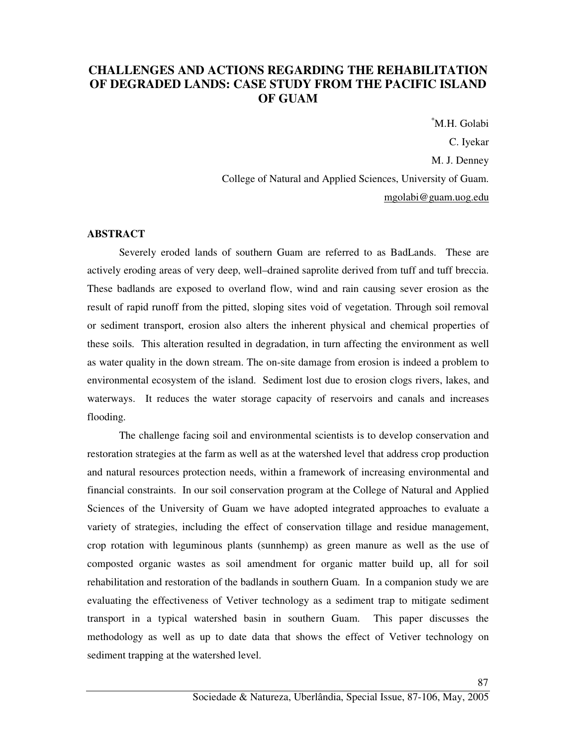# CHALLENGES AND ACTIONS REGARDING THE REHABILITATION OF DEGRADED LANDS: CASE STUDY FROM THE PACIFIC ISLAND OF GUAM

*M.H. Golabi
C. Iyekar
M. J. Denney
College of Natural and Applied Sciences, University of Guam.
mgolabi@guam.uog.edu

## ABSTRACT

Severely eroded lands of southern Guam are referred to as BadLands. These are actively eroding areas of very deep, well–drained saprolite derived from tuff and tuff breccia. These badlands are exposed to overland flow, wind and rain causing sever erosion as the result of rapid runoff from the pitted, sloping sites void of vegetation. Through soil removal or sediment transport, erosion also alters the inherent physical and chemical properties of these soils. This alteration resulted in degradation, in turn affecting the environment as well as water quality in the down stream. The on-site damage from erosion is indeed a problem to environmental ecosystem of the island. Sediment lost due to erosion clogs rivers, lakes, and waterways. It reduces the water storage capacity of reservoirs and canals and increases flooding.

The challenge facing soil and environmental scientists is to develop conservation and restoration strategies at the farm as well as at the watershed level that address crop production and natural resources protection needs, within a framework of increasing environmental and financial constraints. In our soil conservation program at the College of Natural and Applied Sciences of the University of Guam we have adopted integrated approaches to evaluate a variety of strategies, including the effect of conservation tillage and residue management, crop rotation with leguminous plants (sunnhemp) as green manure as well as the use of composted organic wastes as soil amendment for organic matter build up, all for soil rehabilitation and restoration of the badlands in southern Guam. In a companion study we are evaluating the effectiveness of Vetiver technology as a sediment trap to mitigate sediment transport in a typical watershed basin in southern Guam. This paper discusses the methodology as well as up to date data that shows the effect of Vetiver technology on sediment trapping at the watershed level.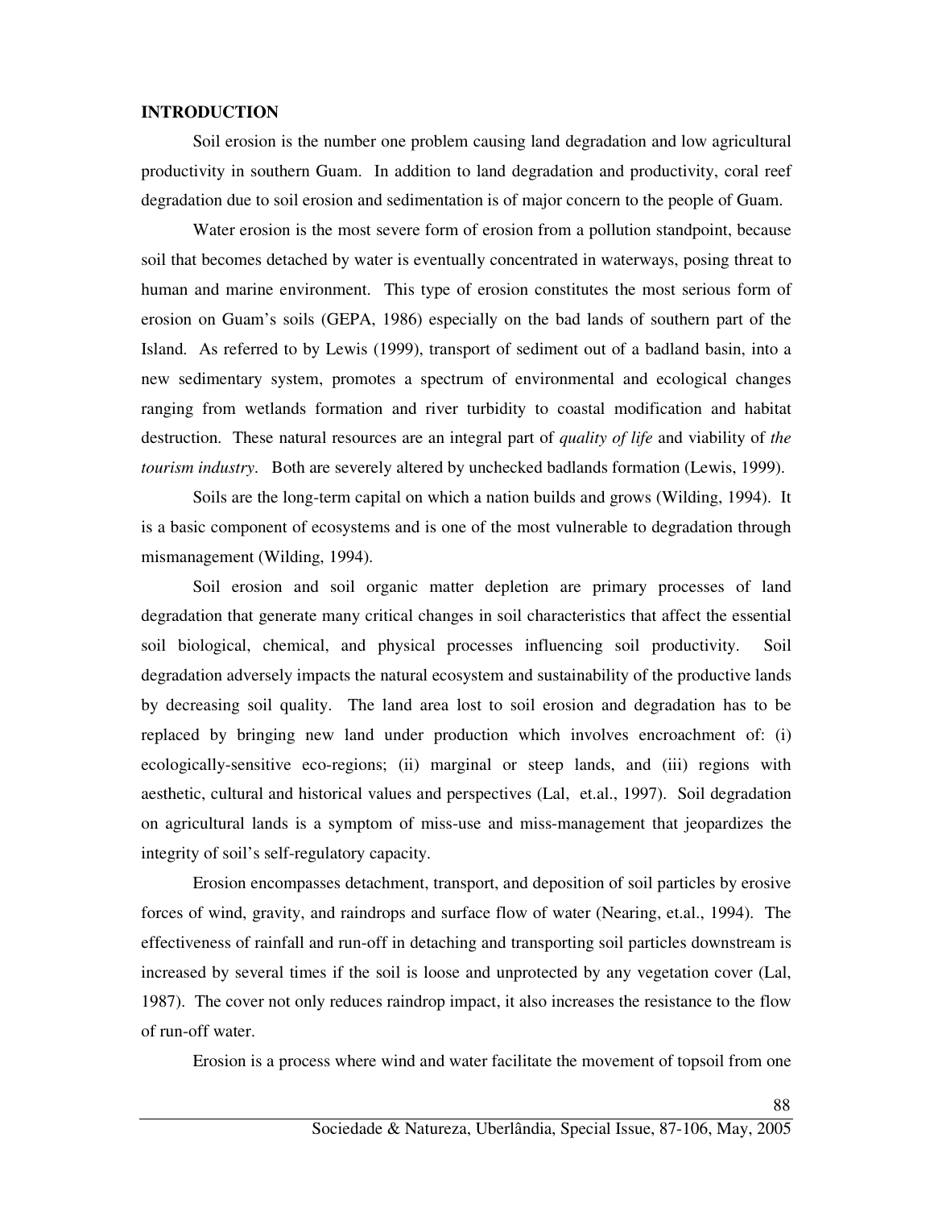## INTRODUCTION

Soil erosion is the number one problem causing land degradation and low agricultural productivity in southern Guam. In addition to land degradation and productivity, coral reef degradation due to soil erosion and sedimentation is of major concern to the people of Guam.

Water erosion is the most severe form of erosion from a pollution standpoint, because soil that becomes detached by water is eventually concentrated in waterways, posing threat to human and marine environment. This type of erosion constitutes the most serious form of erosion on Guam's soils (GEPA, 1986) especially on the bad lands of southern part of the Island. As referred to by Lewis (1999), transport of sediment out of a badland basin, into a new sedimentary system, promotes a spectrum of environmental and ecological changes ranging from wetlands formation and river turbidity to coastal modification and habitat destruction. These natural resources are an integral part of *quality of life* and viability of *the tourism industry*. Both are severely altered by unchecked badlands formation (Lewis, 1999).

Soils are the long-term capital on which a nation builds and grows (Wilding, 1994). It is a basic component of ecosystems and is one of the most vulnerable to degradation through mismanagement (Wilding, 1994).

Soil erosion and soil organic matter depletion are primary processes of land degradation that generate many critical changes in soil characteristics that affect the essential soil biological, chemical, and physical processes influencing soil productivity. Soil degradation adversely impacts the natural ecosystem and sustainability of the productive lands by decreasing soil quality. The land area lost to soil erosion and degradation has to be replaced by bringing new land under production which involves encroachment of: (i) ecologically-sensitive eco-regions; (ii) marginal or steep lands, and (iii) regions with aesthetic, cultural and historical values and perspectives (Lal, et.al., 1997). Soil degradation on agricultural lands is a symptom of miss-use and miss-management that jeopardizes the integrity of soil's self-regulatory capacity.

Erosion encompasses detachment, transport, and deposition of soil particles by erosive forces of wind, gravity, and raindrops and surface flow of water (Nearing, et.al., 1994). The effectiveness of rainfall and run-off in detaching and transporting soil particles downstream is increased by several times if the soil is loose and unprotected by any vegetation cover (Lal, 1987). The cover not only reduces raindrop impact, it also increases the resistance to the flow of run-off water.

Erosion is a process where wind and water facilitate the movement of topsoil from one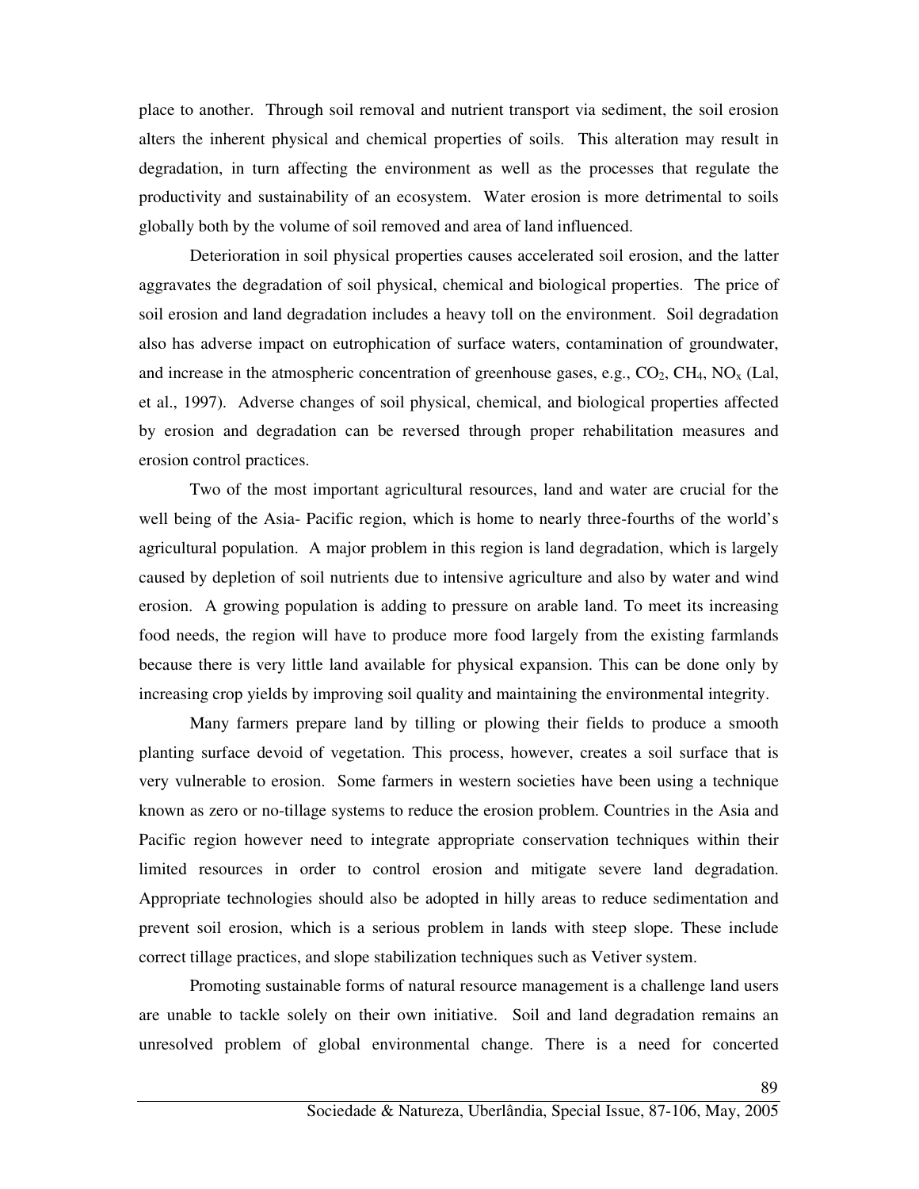place to another. Through soil removal and nutrient transport via sediment, the soil erosion alters the inherent physical and chemical properties of soils. This alteration may result in degradation, in turn affecting the environment as well as the processes that regulate the productivity and sustainability of an ecosystem. Water erosion is more detrimental to soils globally both by the volume of soil removed and area of land influenced.

Deterioration in soil physical properties causes accelerated soil erosion, and the latter aggravates the degradation of soil physical, chemical and biological properties. The price of soil erosion and land degradation includes a heavy toll on the environment. Soil degradation also has adverse impact on eutrophication of surface waters, contamination of groundwater, and increase in the atmospheric concentration of greenhouse gases, e.g., $CO_2$, $CH_4$, $NO_x$ (Lal, et al., 1997). Adverse changes of soil physical, chemical, and biological properties affected by erosion and degradation can be reversed through proper rehabilitation measures and erosion control practices.

Two of the most important agricultural resources, land and water are crucial for the well being of the Asia- Pacific region, which is home to nearly three-fourths of the world's agricultural population. A major problem in this region is land degradation, which is largely caused by depletion of soil nutrients due to intensive agriculture and also by water and wind erosion. A growing population is adding to pressure on arable land. To meet its increasing food needs, the region will have to produce more food largely from the existing farmlands because there is very little land available for physical expansion. This can be done only by increasing crop yields by improving soil quality and maintaining the environmental integrity.

Many farmers prepare land by tilling or plowing their fields to produce a smooth planting surface devoid of vegetation. This process, however, creates a soil surface that is very vulnerable to erosion. Some farmers in western societies have been using a technique known as zero or no-tillage systems to reduce the erosion problem. Countries in the Asia and Pacific region however need to integrate appropriate conservation techniques within their limited resources in order to control erosion and mitigate severe land degradation. Appropriate technologies should also be adopted in hilly areas to reduce sedimentation and prevent soil erosion, which is a serious problem in lands with steep slope. These include correct tillage practices, and slope stabilization techniques such as Vetiver system.

Promoting sustainable forms of natural resource management is a challenge land users are unable to tackle solely on their own initiative. Soil and land degradation remains an unresolved problem of global environmental change. There is a need for concerted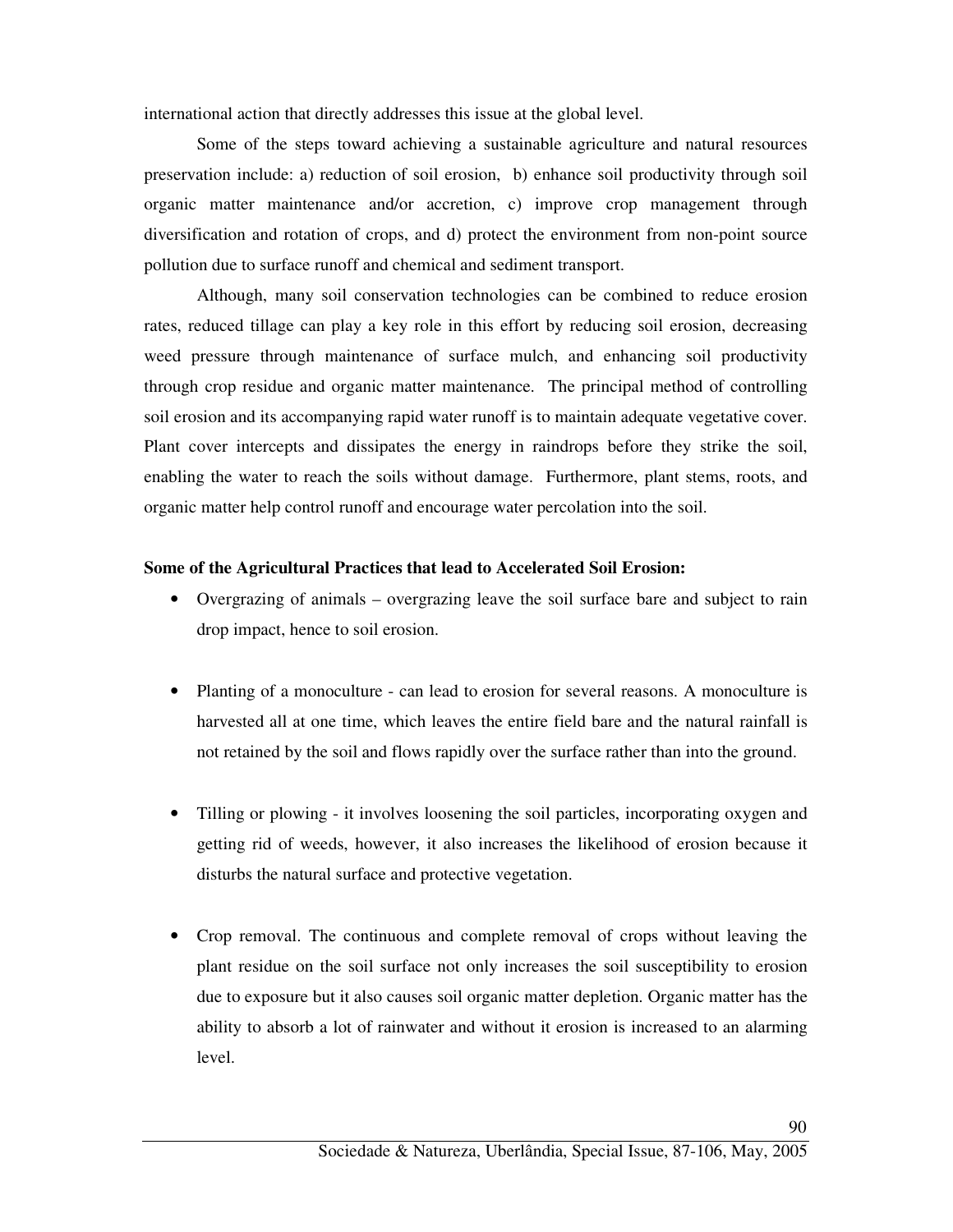international action that directly addresses this issue at the global level.

Some of the steps toward achieving a sustainable agriculture and natural resources preservation include: a) reduction of soil erosion, b) enhance soil productivity through soil organic matter maintenance and/or accretion, c) improve crop management through diversification and rotation of crops, and d) protect the environment from non-point source pollution due to surface runoff and chemical and sediment transport.

Although, many soil conservation technologies can be combined to reduce erosion rates, reduced tillage can play a key role in this effort by reducing soil erosion, decreasing weed pressure through maintenance of surface mulch, and enhancing soil productivity through crop residue and organic matter maintenance. The principal method of controlling soil erosion and its accompanying rapid water runoff is to maintain adequate vegetative cover. Plant cover intercepts and dissipates the energy in raindrops before they strike the soil, enabling the water to reach the soils without damage. Furthermore, plant stems, roots, and organic matter help control runoff and encourage water percolation into the soil.

**Some of the Agricultural Practices that lead to Accelerated Soil Erosion:**

- Overgrazing of animals – overgrazing leave the soil surface bare and subject to rain drop impact, hence to soil erosion.
- Planting of a monoculture - can lead to erosion for several reasons. A monoculture is harvested all at one time, which leaves the entire field bare and the natural rainfall is not retained by the soil and flows rapidly over the surface rather than into the ground.
- Tilling or plowing - it involves loosening the soil particles, incorporating oxygen and getting rid of weeds, however, it also increases the likelihood of erosion because it disturbs the natural surface and protective vegetation.
- Crop removal. The continuous and complete removal of crops without leaving the plant residue on the soil surface not only increases the soil susceptibility to erosion due to exposure but it also causes soil organic matter depletion. Organic matter has the ability to absorb a lot of rainwater and without it erosion is increased to an alarming level.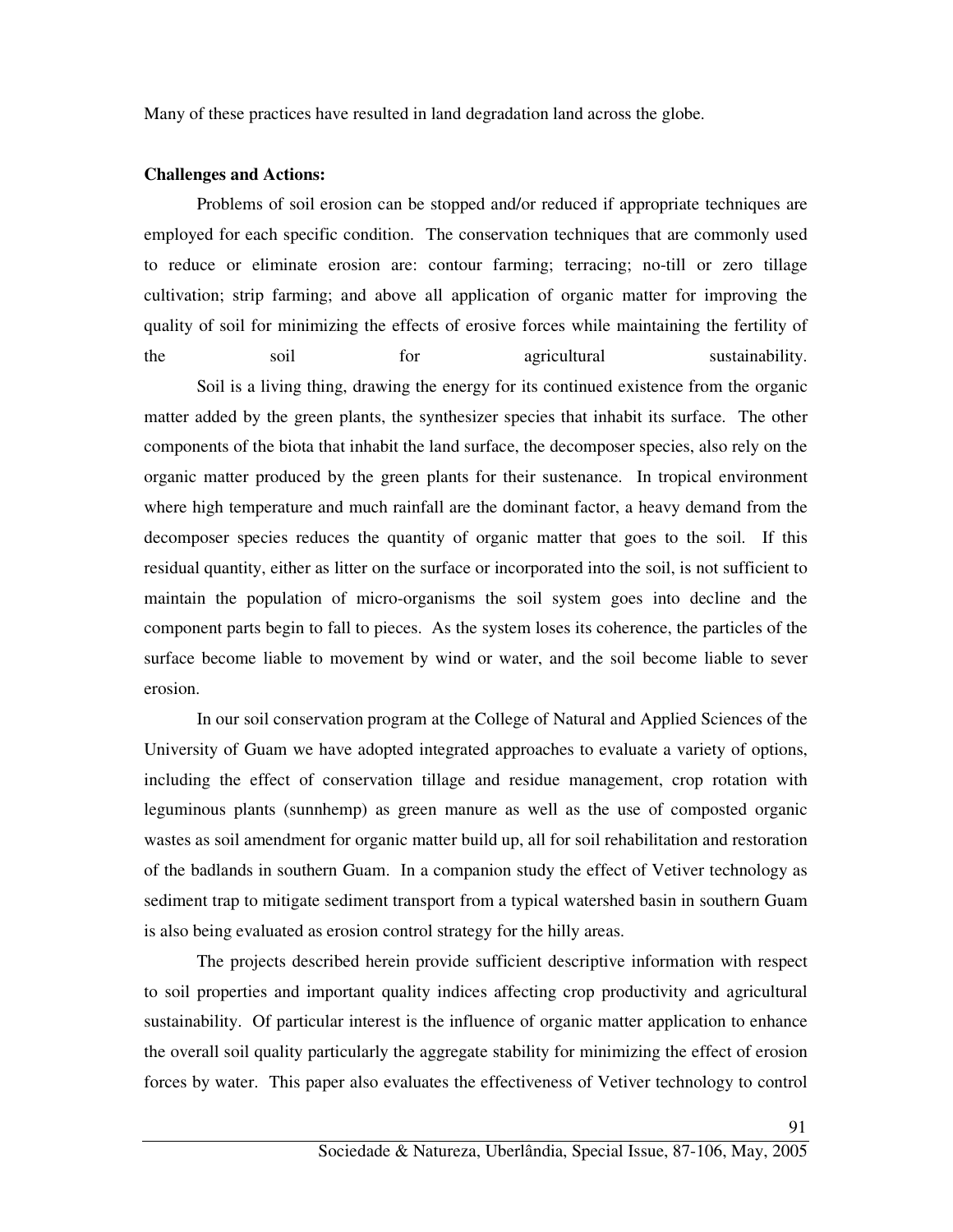Many of these practices have resulted in land degradation land across the globe.

**Challenges and Actions:**

Problems of soil erosion can be stopped and/or reduced if appropriate techniques are employed for each specific condition. The conservation techniques that are commonly used to reduce or eliminate erosion are: contour farming; terracing; no-till or zero tillage cultivation; strip farming; and above all application of organic matter for improving the quality of soil for minimizing the effects of erosive forces while maintaining the fertility of the soil for agricultural sustainability.

Soil is a living thing, drawing the energy for its continued existence from the organic matter added by the green plants, the synthesizer species that inhabit its surface. The other components of the biota that inhabit the land surface, the decomposer species, also rely on the organic matter produced by the green plants for their sustenance. In tropical environment where high temperature and much rainfall are the dominant factor, a heavy demand from the decomposer species reduces the quantity of organic matter that goes to the soil. If this residual quantity, either as litter on the surface or incorporated into the soil, is not sufficient to maintain the population of micro-organisms the soil system goes into decline and the component parts begin to fall to pieces. As the system loses its coherence, the particles of the surface become liable to movement by wind or water, and the soil become liable to sever erosion.

In our soil conservation program at the College of Natural and Applied Sciences of the University of Guam we have adopted integrated approaches to evaluate a variety of options, including the effect of conservation tillage and residue management, crop rotation with leguminous plants (sunnhemp) as green manure as well as the use of composted organic wastes as soil amendment for organic matter build up, all for soil rehabilitation and restoration of the badlands in southern Guam. In a companion study the effect of Vetiver technology as sediment trap to mitigate sediment transport from a typical watershed basin in southern Guam is also being evaluated as erosion control strategy for the hilly areas.

The projects described herein provide sufficient descriptive information with respect to soil properties and important quality indices affecting crop productivity and agricultural sustainability. Of particular interest is the influence of organic matter application to enhance the overall soil quality particularly the aggregate stability for minimizing the effect of erosion forces by water. This paper also evaluates the effectiveness of Vetiver technology to control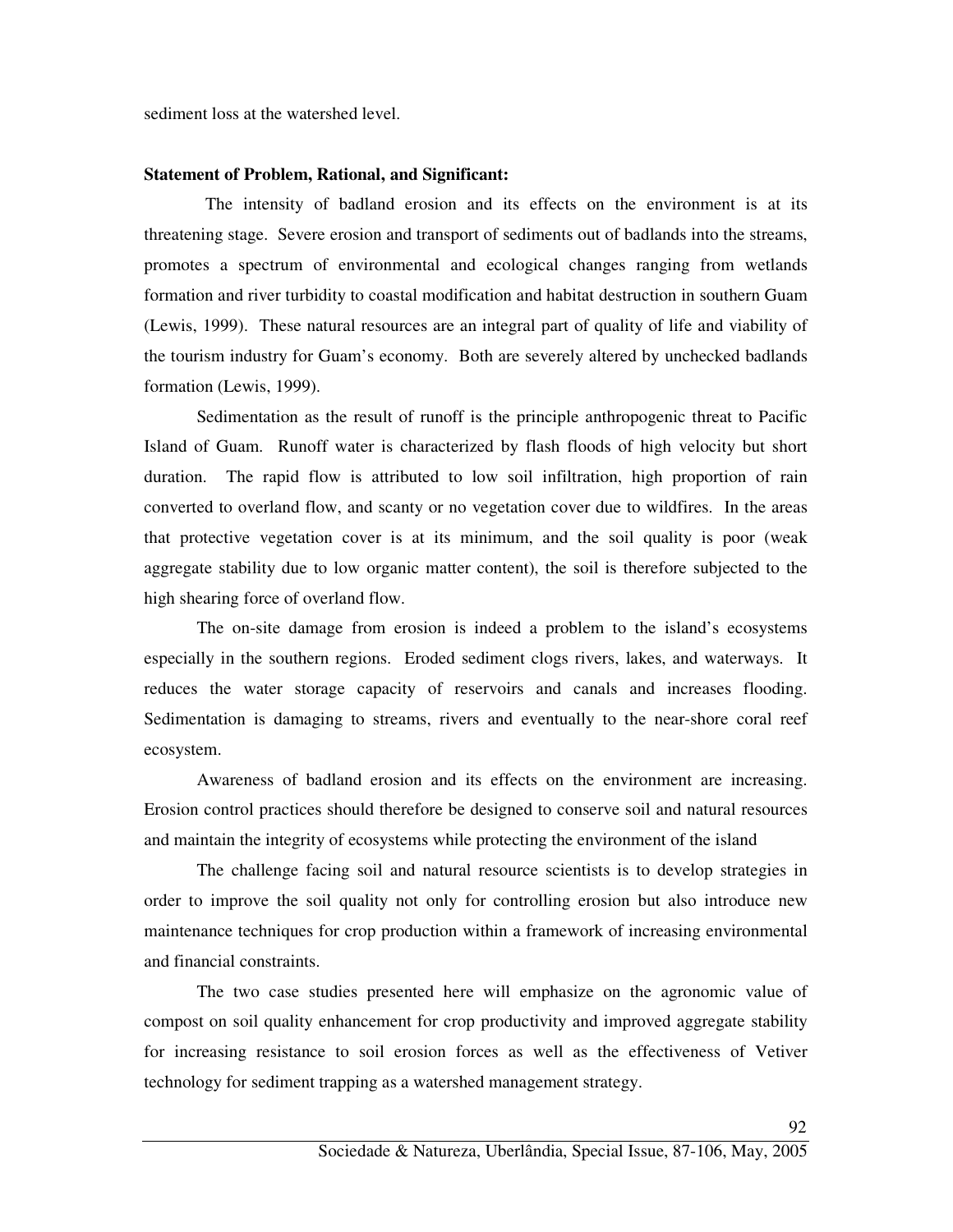sediment loss at the watershed level.

**Statement of Problem, Rational, and Significant:**

The intensity of badland erosion and its effects on the environment is at its threatening stage. Severe erosion and transport of sediments out of badlands into the streams, promotes a spectrum of environmental and ecological changes ranging from wetlands formation and river turbidity to coastal modification and habitat destruction in southern Guam (Lewis, 1999). These natural resources are an integral part of quality of life and viability of the tourism industry for Guam's economy. Both are severely altered by unchecked badlands formation (Lewis, 1999).

Sedimentation as the result of runoff is the principle anthropogenic threat to Pacific Island of Guam. Runoff water is characterized by flash floods of high velocity but short duration. The rapid flow is attributed to low soil infiltration, high proportion of rain converted to overland flow, and scanty or no vegetation cover due to wildfires. In the areas that protective vegetation cover is at its minimum, and the soil quality is poor (weak aggregate stability due to low organic matter content), the soil is therefore subjected to the high shearing force of overland flow.

The on-site damage from erosion is indeed a problem to the island's ecosystems especially in the southern regions. Eroded sediment clogs rivers, lakes, and waterways. It reduces the water storage capacity of reservoirs and canals and increases flooding. Sedimentation is damaging to streams, rivers and eventually to the near-shore coral reef ecosystem.

Awareness of badland erosion and its effects on the environment are increasing. Erosion control practices should therefore be designed to conserve soil and natural resources and maintain the integrity of ecosystems while protecting the environment of the island

The challenge facing soil and natural resource scientists is to develop strategies in order to improve the soil quality not only for controlling erosion but also introduce new maintenance techniques for crop production within a framework of increasing environmental and financial constraints.

The two case studies presented here will emphasize on the agronomic value of compost on soil quality enhancement for crop productivity and improved aggregate stability for increasing resistance to soil erosion forces as well as the effectiveness of Vetiver technology for sediment trapping as a watershed management strategy.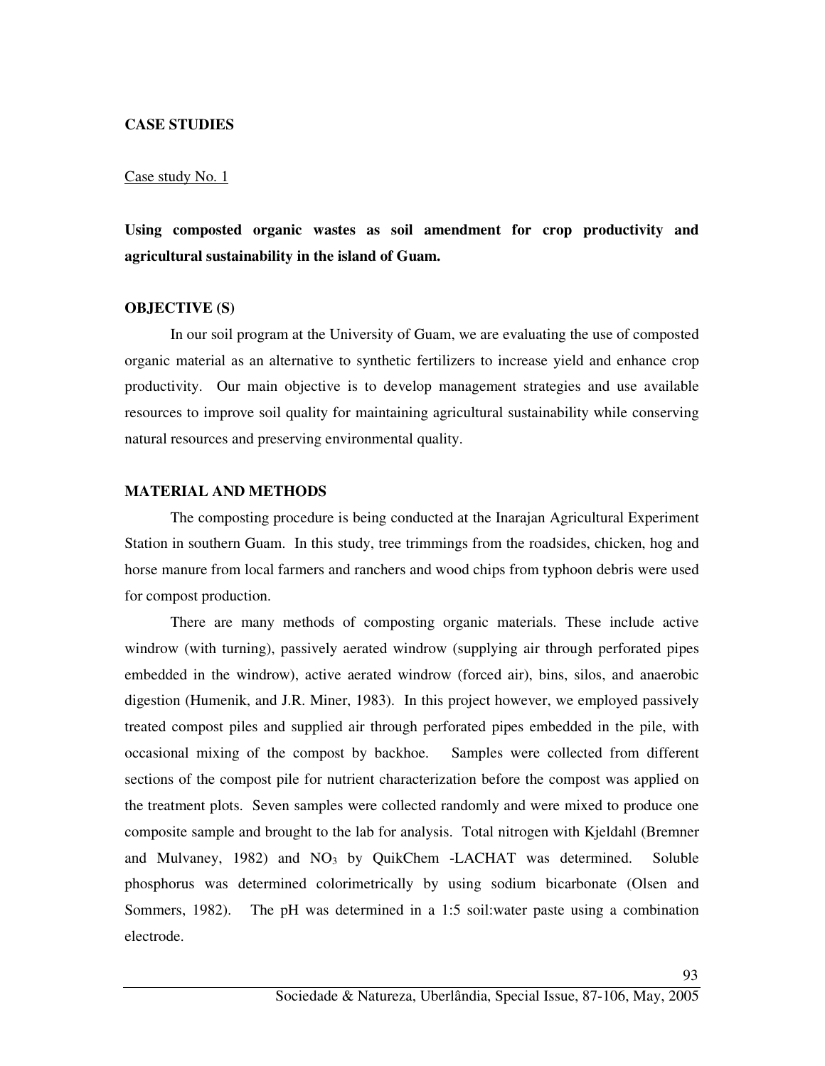## CASE STUDIES

Case study No. 1

### Using composted organic wastes as soil amendment for crop productivity and agricultural sustainability in the island of Guam.

### OBJECTIVE (S)

In our soil program at the University of Guam, we are evaluating the use of composted organic material as an alternative to synthetic fertilizers to increase yield and enhance crop productivity. Our main objective is to develop management strategies and use available resources to improve soil quality for maintaining agricultural sustainability while conserving natural resources and preserving environmental quality.

### MATERIAL AND METHODS

The composting procedure is being conducted at the Inarajan Agricultural Experiment Station in southern Guam. In this study, tree trimmings from the roadsides, chicken, hog and horse manure from local farmers and ranchers and wood chips from typhoon debris were used for compost production.

There are many methods of composting organic materials. These include active windrow (with turning), passively aerated windrow (supplying air through perforated pipes embedded in the windrow), active aerated windrow (forced air), bins, silos, and anaerobic digestion (Humenik, and J.R. Miner, 1983). In this project however, we employed passively treated compost piles and supplied air through perforated pipes embedded in the pile, with occasional mixing of the compost by backhoe. Samples were collected from different sections of the compost pile for nutrient characterization before the compost was applied on the treatment plots. Seven samples were collected randomly and were mixed to produce one composite sample and brought to the lab for analysis. Total nitrogen with Kjeldahl (Bremner and Mulvaney, 1982) and $NO_3$ by QuikChem -LACHAT was determined. Soluble phosphorus was determined colorimetrically by using sodium bicarbonate (Olsen and Sommers, 1982). The pH was determined in a 1:5 soil:water paste using a combination electrode.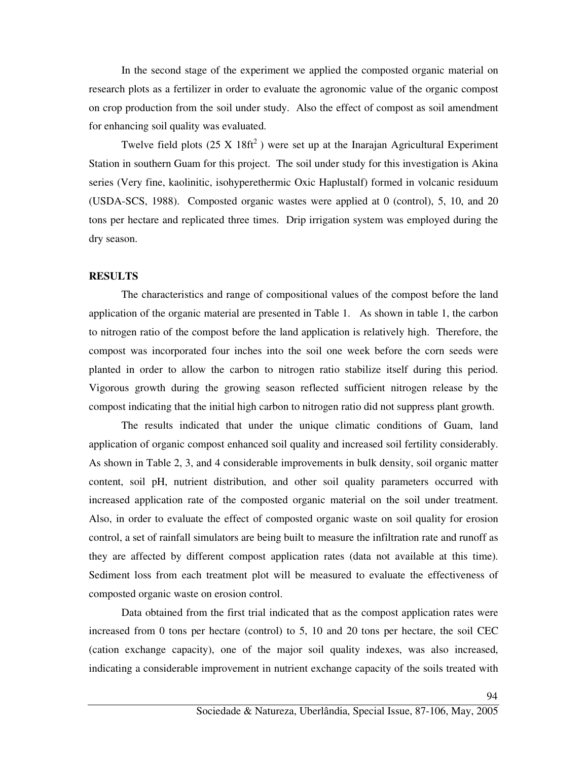In the second stage of the experiment we applied the composted organic material on research plots as a fertilizer in order to evaluate the agronomic value of the organic compost on crop production from the soil under study. Also the effect of compost as soil amendment for enhancing soil quality was evaluated.

Twelve field plots (25 X 18ft$^2$ ) were set up at the Inarajan Agricultural Experiment Station in southern Guam for this project. The soil under study for this investigation is Akina series (Very fine, kaolinitic, isohyperethermic Oxic Haplustalf) formed in volcanic residuum (USDA-SCS, 1988). Composted organic wastes were applied at 0 (control), 5, 10, and 20 tons per hectare and replicated three times. Drip irrigation system was employed during the dry season.

**RESULTS**

The characteristics and range of compositional values of the compost before the land application of the organic material are presented in Table 1. As shown in table 1, the carbon to nitrogen ratio of the compost before the land application is relatively high. Therefore, the compost was incorporated four inches into the soil one week before the corn seeds were planted in order to allow the carbon to nitrogen ratio stabilize itself during this period. Vigorous growth during the growing season reflected sufficient nitrogen release by the compost indicating that the initial high carbon to nitrogen ratio did not suppress plant growth.

The results indicated that under the unique climatic conditions of Guam, land application of organic compost enhanced soil quality and increased soil fertility considerably. As shown in Table 2, 3, and 4 considerable improvements in bulk density, soil organic matter content, soil pH, nutrient distribution, and other soil quality parameters occurred with increased application rate of the composted organic material on the soil under treatment. Also, in order to evaluate the effect of composted organic waste on soil quality for erosion control, a set of rainfall simulators are being built to measure the infiltration rate and runoff as they are affected by different compost application rates (data not available at this time). Sediment loss from each treatment plot will be measured to evaluate the effectiveness of composted organic waste on erosion control.

Data obtained from the first trial indicated that as the compost application rates were increased from 0 tons per hectare (control) to 5, 10 and 20 tons per hectare, the soil CEC (cation exchange capacity), one of the major soil quality indexes, was also increased, indicating a considerable improvement in nutrient exchange capacity of the soils treated with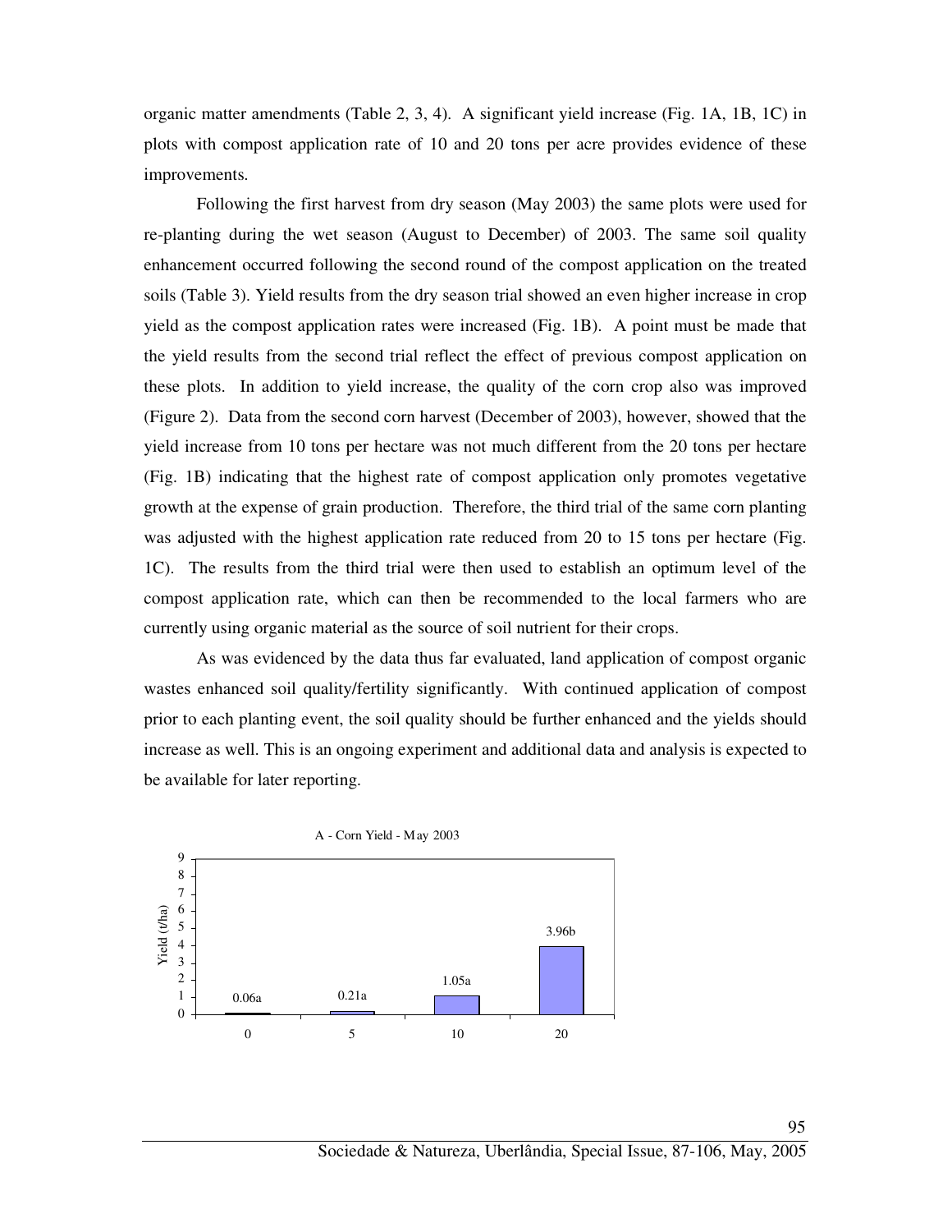organic matter amendments (Table 2, 3, 4). A significant yield increase (Fig. 1A, 1B, 1C) in plots with compost application rate of 10 and 20 tons per acre provides evidence of these improvements.

Following the first harvest from dry season (May 2003) the same plots were used for re-planting during the wet season (August to December) of 2003. The same soil quality enhancement occurred following the second round of the compost application on the treated soils (Table 3). Yield results from the dry season trial showed an even higher increase in crop yield as the compost application rates were increased (Fig. 1B). A point must be made that the yield results from the second trial reflect the effect of previous compost application on these plots. In addition to yield increase, the quality of the corn crop also was improved (Figure 2). Data from the second corn harvest (December of 2003), however, showed that the yield increase from 10 tons per hectare was not much different from the 20 tons per hectare (Fig. 1B) indicating that the highest rate of compost application only promotes vegetative growth at the expense of grain production. Therefore, the third trial of the same corn planting was adjusted with the highest application rate reduced from 20 to 15 tons per hectare (Fig. 1C). The results from the third trial were then used to establish an optimum level of the compost application rate, which can then be recommended to the local farmers who are currently using organic material as the source of soil nutrient for their crops.

As was evidenced by the data thus far evaluated, land application of compost organic wastes enhanced soil quality/fertility significantly. With continued application of compost prior to each planting event, the soil quality should be further enhanced and the yields should increase as well. This is an ongoing experiment and additional data and analysis is expected to be available for later reporting.

A - Corn Yield - May 2003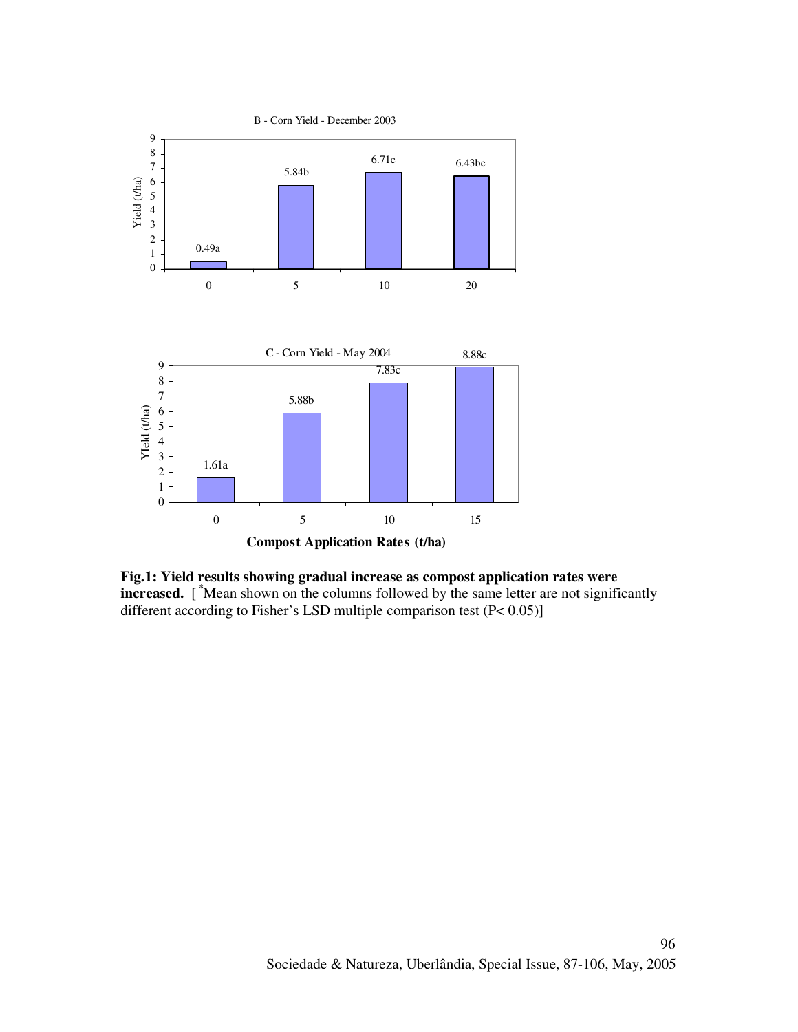B - Corn Yield - December 2003

| Compost Application Rates (t/ha) | Yield (t/ha) |
| --- | --- |
| 0 | 0.49a |
| 5 | 5.84b |
| 10 | 6.71c |
| 20 | 6.43bc |

C - Corn Yield - May 2004

| Compost Application Rates (t/ha) | Yield (t/ha) |
| --- | --- |
| 0 | 1.61a |
| 5 | 5.88b |
| 10 | 7.83c |
| 15 | 8.88c |

**Compost Application Rates (t/ha)**

**Fig.1: Yield results showing gradual increase as compost application rates were increased.** [ *Mean shown on the columns followed by the same letter are not significantly different according to Fisher's LSD multiple comparison test ($P < 0.05$)]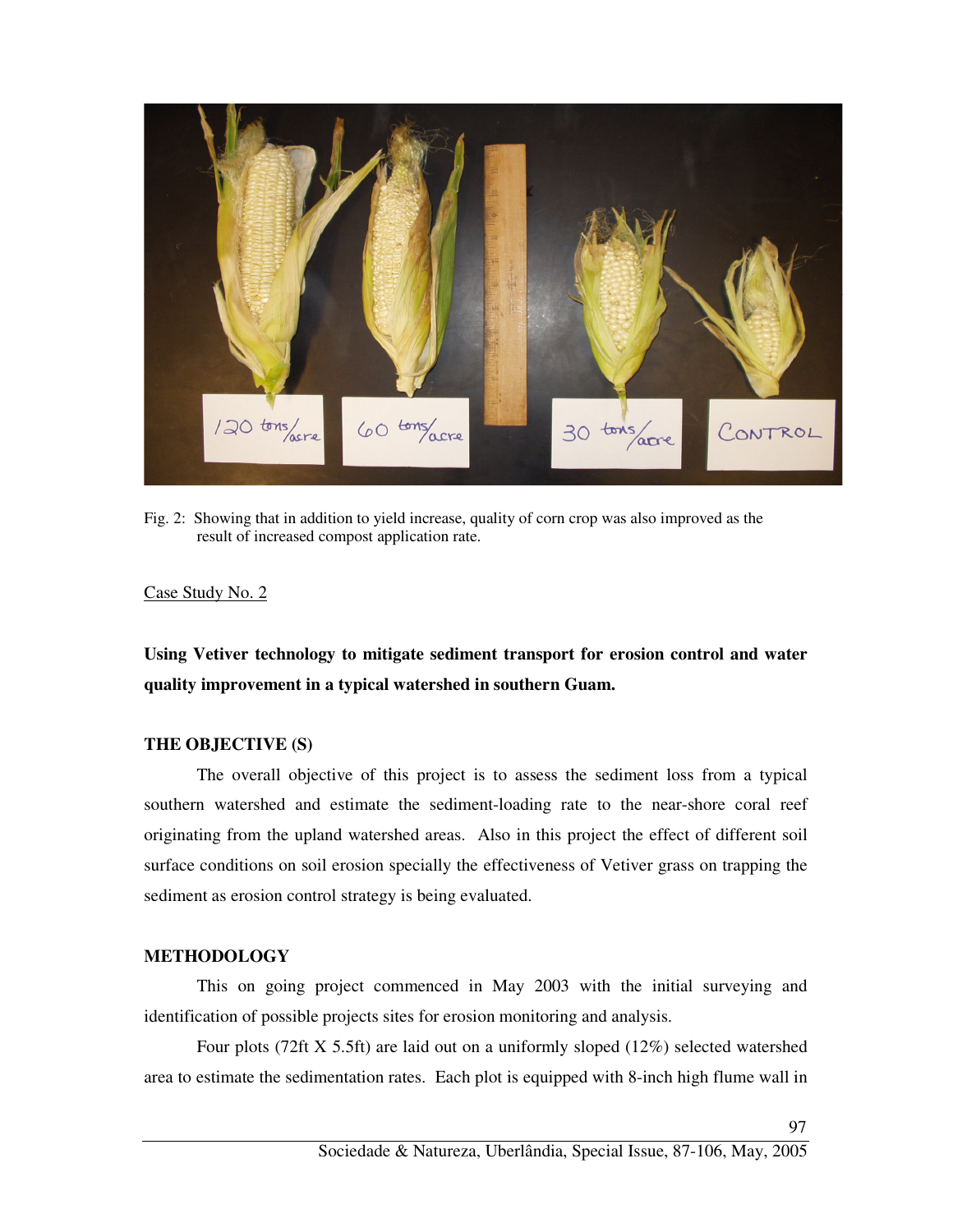Fig. 2: Showing that in addition to yield increase, quality of corn crop was also improved as the result of increased compost application rate.

Case Study No. 2

**Using Vetiver technology to mitigate sediment transport for erosion control and water quality improvement in a typical watershed in southern Guam.**

**THE OBJECTIVE (S)**

The overall objective of this project is to assess the sediment loss from a typical southern watershed and estimate the sediment-loading rate to the near-shore coral reef originating from the upland watershed areas. Also in this project the effect of different soil surface conditions on soil erosion specially the effectiveness of Vetiver grass on trapping the sediment as erosion control strategy is being evaluated.

**METHODOLOGY**

This on going project commenced in May 2003 with the initial surveying and identification of possible projects sites for erosion monitoring and analysis.

Four plots (72ft X 5.5ft) are laid out on a uniformly sloped (12%) selected watershed area to estimate the sedimentation rates. Each plot is equipped with 8-inch high flume wall in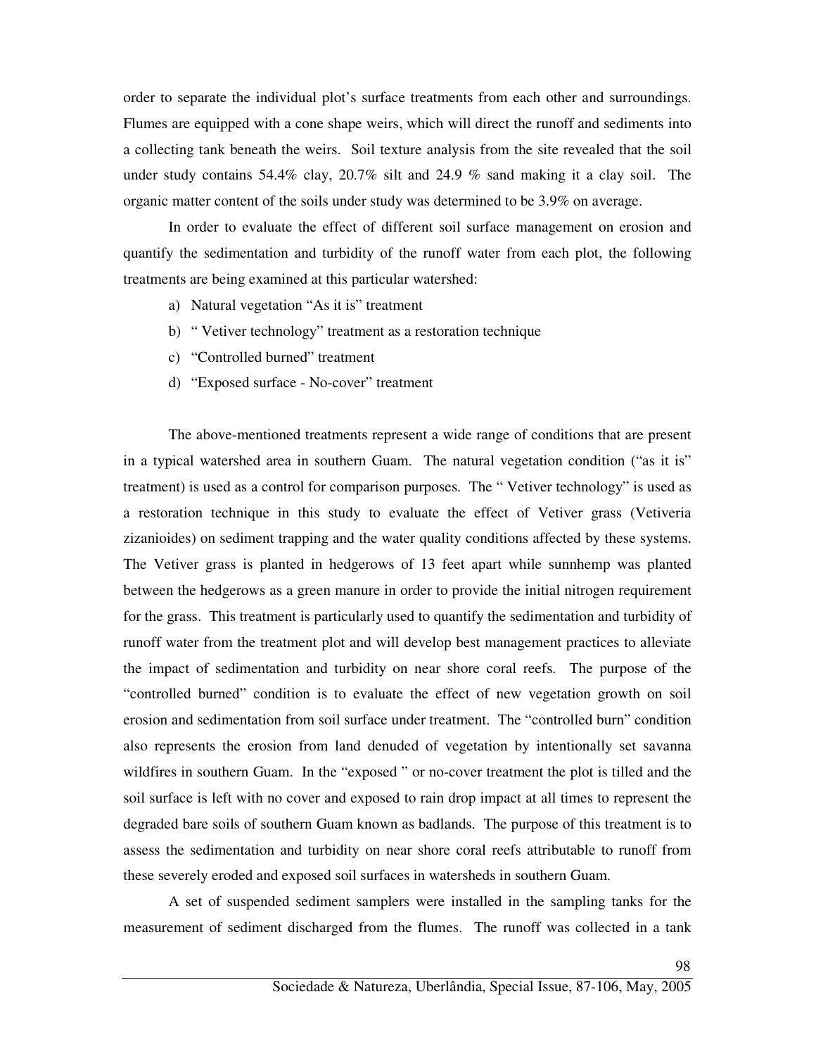order to separate the individual plot's surface treatments from each other and surroundings. Flumes are equipped with a cone shape weirs, which will direct the runoff and sediments into a collecting tank beneath the weirs. Soil texture analysis from the site revealed that the soil under study contains 54.4% clay, 20.7% silt and 24.9 % sand making it a clay soil. The organic matter content of the soils under study was determined to be 3.9% on average.

In order to evaluate the effect of different soil surface management on erosion and quantify the sedimentation and turbidity of the runoff water from each plot, the following treatments are being examined at this particular watershed:

a) Natural vegetation "As it is" treatment
b) " Vetiver technology" treatment as a restoration technique
c) "Controlled burned" treatment
d) "Exposed surface - No-cover" treatment

The above-mentioned treatments represent a wide range of conditions that are present in a typical watershed area in southern Guam. The natural vegetation condition ("as it is" treatment) is used as a control for comparison purposes. The " Vetiver technology" is used as a restoration technique in this study to evaluate the effect of Vetiver grass (Vetiveria zizanioides) on sediment trapping and the water quality conditions affected by these systems. The Vetiver grass is planted in hedgerows of 13 feet apart while sunnhemp was planted between the hedgerows as a green manure in order to provide the initial nitrogen requirement for the grass. This treatment is particularly used to quantify the sedimentation and turbidity of runoff water from the treatment plot and will develop best management practices to alleviate the impact of sedimentation and turbidity on near shore coral reefs. The purpose of the "controlled burned" condition is to evaluate the effect of new vegetation growth on soil erosion and sedimentation from soil surface under treatment. The "controlled burn" condition also represents the erosion from land denuded of vegetation by intentionally set savanna wildfires in southern Guam. In the "exposed " or no-cover treatment the plot is tilled and the soil surface is left with no cover and exposed to rain drop impact at all times to represent the degraded bare soils of southern Guam known as badlands. The purpose of this treatment is to assess the sedimentation and turbidity on near shore coral reefs attributable to runoff from these severely eroded and exposed soil surfaces in watersheds in southern Guam.

A set of suspended sediment samplers were installed in the sampling tanks for the measurement of sediment discharged from the flumes. The runoff was collected in a tank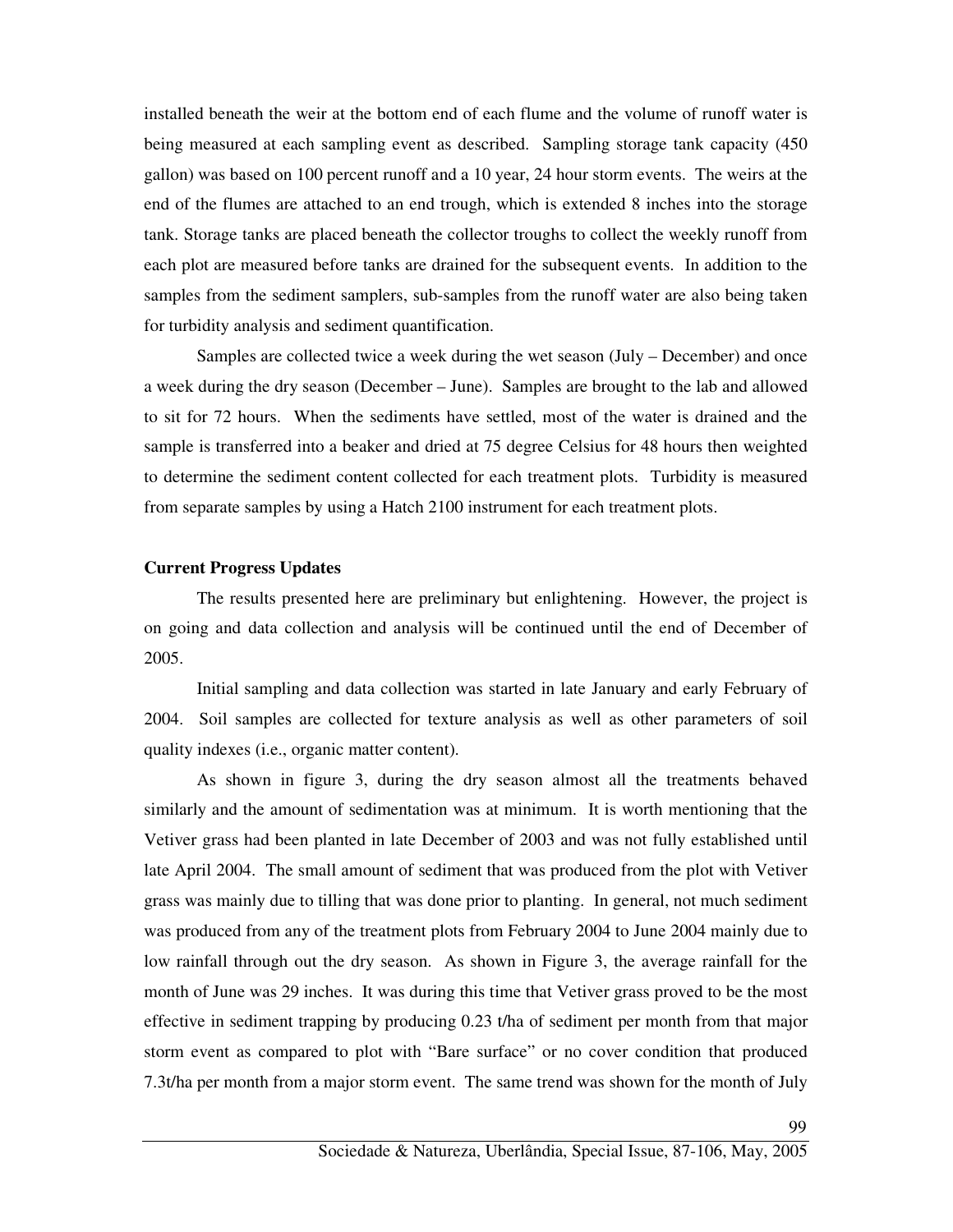installed beneath the weir at the bottom end of each flume and the volume of runoff water is being measured at each sampling event as described. Sampling storage tank capacity (450 gallon) was based on 100 percent runoff and a 10 year, 24 hour storm events. The weirs at the end of the flumes are attached to an end trough, which is extended 8 inches into the storage tank. Storage tanks are placed beneath the collector troughs to collect the weekly runoff from each plot are measured before tanks are drained for the subsequent events. In addition to the samples from the sediment samplers, sub-samples from the runoff water are also being taken for turbidity analysis and sediment quantification.

Samples are collected twice a week during the wet season (July – December) and once a week during the dry season (December – June). Samples are brought to the lab and allowed to sit for 72 hours. When the sediments have settled, most of the water is drained and the sample is transferred into a beaker and dried at 75 degree Celsius for 48 hours then weighted to determine the sediment content collected for each treatment plots. Turbidity is measured from separate samples by using a Hatch 2100 instrument for each treatment plots.

**Current Progress Updates**

The results presented here are preliminary but enlightening. However, the project is on going and data collection and analysis will be continued until the end of December of 2005.

Initial sampling and data collection was started in late January and early February of 2004. Soil samples are collected for texture analysis as well as other parameters of soil quality indexes (i.e., organic matter content).

As shown in figure 3, during the dry season almost all the treatments behaved similarly and the amount of sedimentation was at minimum. It is worth mentioning that the Vetiver grass had been planted in late December of 2003 and was not fully established until late April 2004. The small amount of sediment that was produced from the plot with Vetiver grass was mainly due to tilling that was done prior to planting. In general, not much sediment was produced from any of the treatment plots from February 2004 to June 2004 mainly due to low rainfall through out the dry season. As shown in Figure 3, the average rainfall for the month of June was 29 inches. It was during this time that Vetiver grass proved to be the most effective in sediment trapping by producing 0.23 t/ha of sediment per month from that major storm event as compared to plot with "Bare surface" or no cover condition that produced 7.3t/ha per month from a major storm event. The same trend was shown for the month of July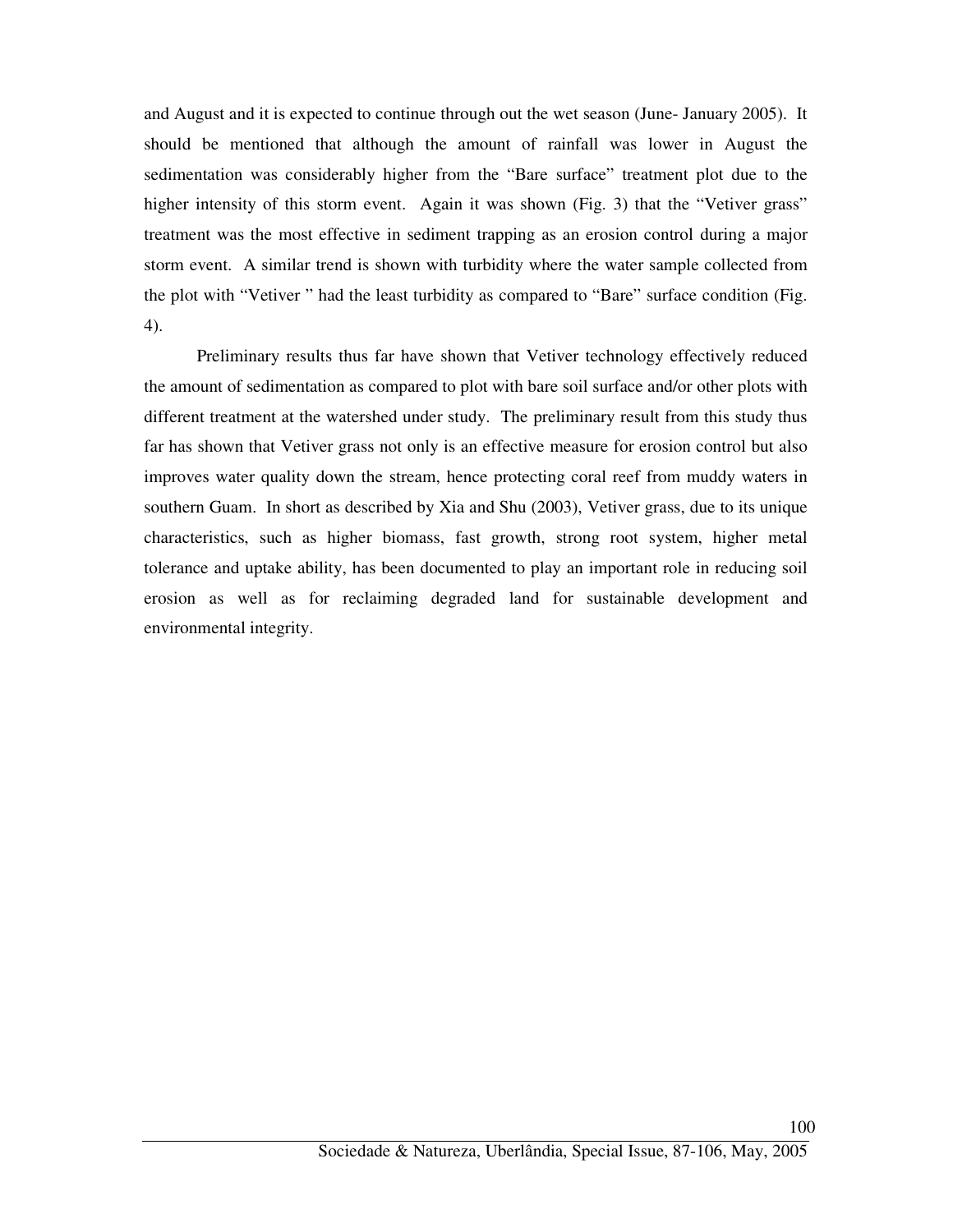and August and it is expected to continue through out the wet season (June- January 2005). It should be mentioned that although the amount of rainfall was lower in August the sedimentation was considerably higher from the "Bare surface" treatment plot due to the higher intensity of this storm event. Again it was shown (Fig. 3) that the "Vetiver grass" treatment was the most effective in sediment trapping as an erosion control during a major storm event. A similar trend is shown with turbidity where the water sample collected from the plot with "Vetiver " had the least turbidity as compared to "Bare" surface condition (Fig. 4).

Preliminary results thus far have shown that Vetiver technology effectively reduced the amount of sedimentation as compared to plot with bare soil surface and/or other plots with different treatment at the watershed under study. The preliminary result from this study thus far has shown that Vetiver grass not only is an effective measure for erosion control but also improves water quality down the stream, hence protecting coral reef from muddy waters in southern Guam. In short as described by Xia and Shu (2003), Vetiver grass, due to its unique characteristics, such as higher biomass, fast growth, strong root system, higher metal tolerance and uptake ability, has been documented to play an important role in reducing soil erosion as well as for reclaiming degraded land for sustainable development and environmental integrity.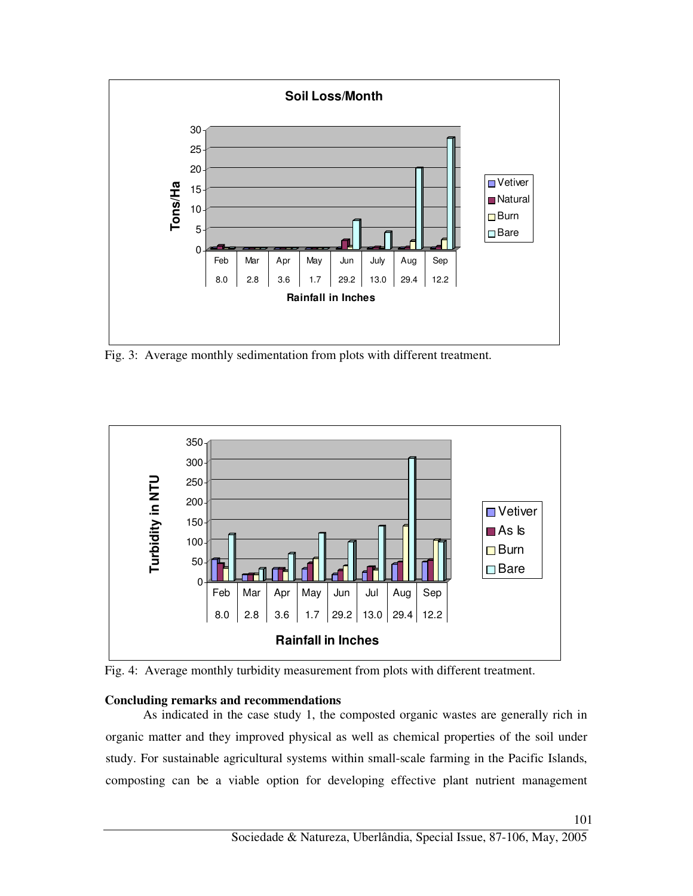Fig. 3: Average monthly sedimentation from plots with different treatment.

Fig. 4: Average monthly turbidity measurement from plots with different treatment.

**Concluding remarks and recommendations**

As indicated in the case study 1, the composted organic wastes are generally rich in organic matter and they improved physical as well as chemical properties of the soil under study. For sustainable agricultural systems within small-scale farming in the Pacific Islands, composting can be a viable option for developing effective plant nutrient management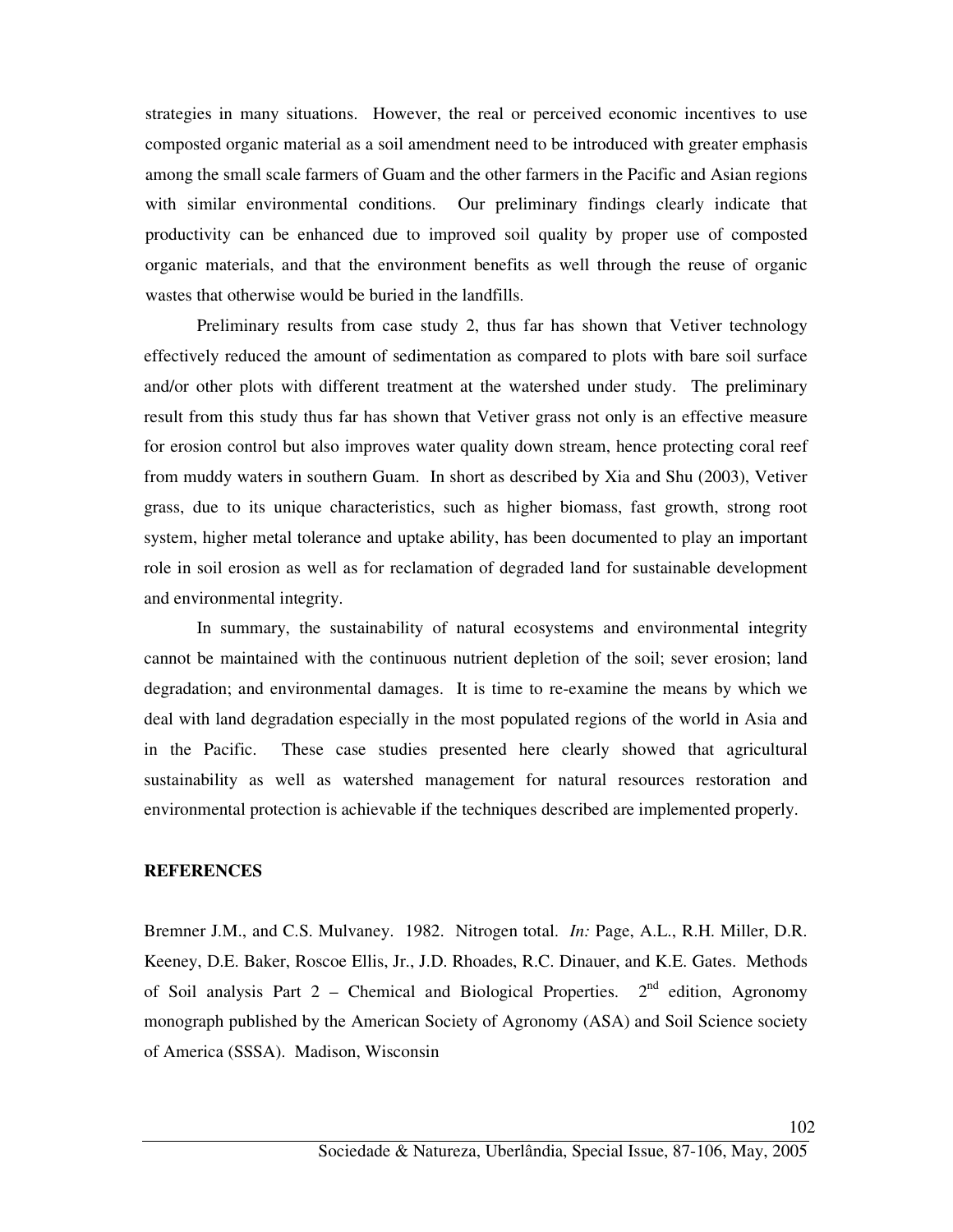strategies in many situations. However, the real or perceived economic incentives to use composted organic material as a soil amendment need to be introduced with greater emphasis among the small scale farmers of Guam and the other farmers in the Pacific and Asian regions with similar environmental conditions. Our preliminary findings clearly indicate that productivity can be enhanced due to improved soil quality by proper use of composted organic materials, and that the environment benefits as well through the reuse of organic wastes that otherwise would be buried in the landfills.

Preliminary results from case study 2, thus far has shown that Vetiver technology effectively reduced the amount of sedimentation as compared to plots with bare soil surface and/or other plots with different treatment at the watershed under study. The preliminary result from this study thus far has shown that Vetiver grass not only is an effective measure for erosion control but also improves water quality down stream, hence protecting coral reef from muddy waters in southern Guam. In short as described by Xia and Shu (2003), Vetiver grass, due to its unique characteristics, such as higher biomass, fast growth, strong root system, higher metal tolerance and uptake ability, has been documented to play an important role in soil erosion as well as for reclamation of degraded land for sustainable development and environmental integrity.

In summary, the sustainability of natural ecosystems and environmental integrity cannot be maintained with the continuous nutrient depletion of the soil; sever erosion; land degradation; and environmental damages. It is time to re-examine the means by which we deal with land degradation especially in the most populated regions of the world in Asia and in the Pacific. These case studies presented here clearly showed that agricultural sustainability as well as watershed management for natural resources restoration and environmental protection is achievable if the techniques described are implemented properly.

## REFERENCES

Bremner J.M., and C.S. Mulvaney. 1982. Nitrogen total. *In:* Page, A.L., R.H. Miller, D.R. Keeney, D.E. Baker, Roscoe Ellis, Jr., J.D. Rhoades, R.C. Dinauer, and K.E. Gates. Methods of Soil analysis Part 2 – Chemical and Biological Properties. 2nd edition, Agronomy monograph published by the American Society of Agronomy (ASA) and Soil Science society of America (SSSA). Madison, Wisconsin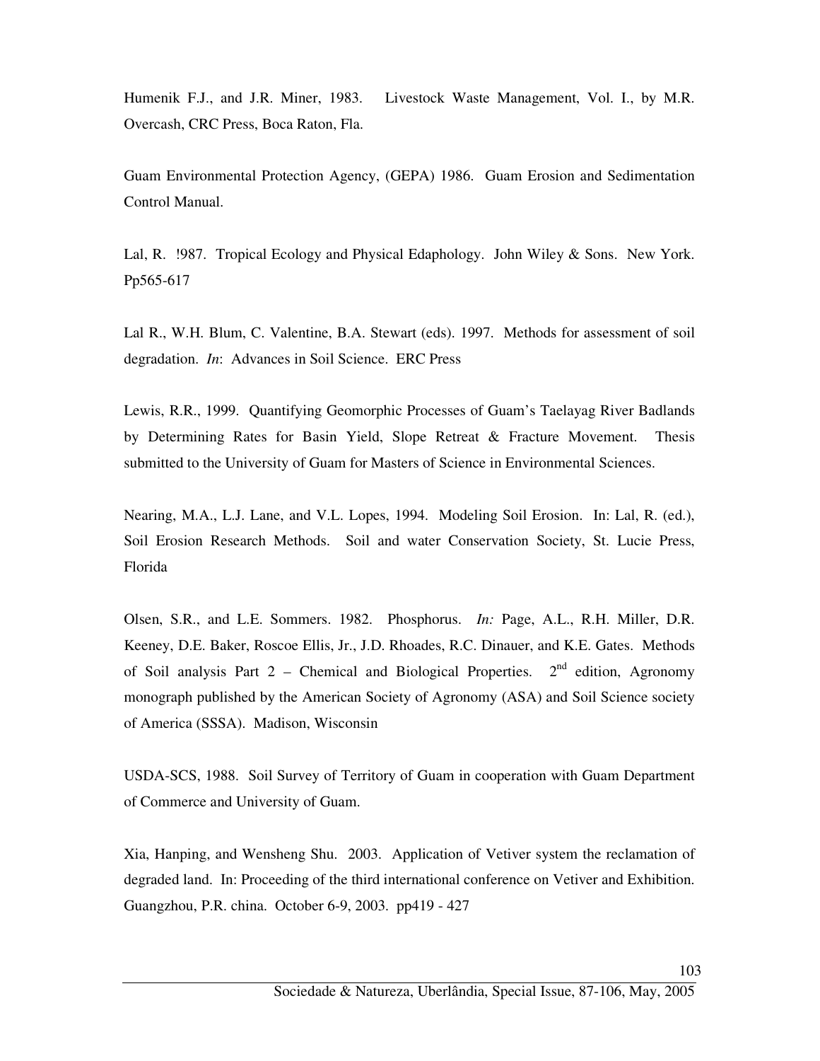Humenik F.J., and J.R. Miner, 1983. Livestock Waste Management, Vol. I., by M.R. Overcash, CRC Press, Boca Raton, Fla.

Guam Environmental Protection Agency, (GEPA) 1986. Guam Erosion and Sedimentation Control Manual.

Lal, R. !987. Tropical Ecology and Physical Edaphology. John Wiley & Sons. New York. Pp565-617

Lal R., W.H. Blum, C. Valentine, B.A. Stewart (eds). 1997. Methods for assessment of soil degradation. *In*: Advances in Soil Science. ERC Press

Lewis, R.R., 1999. Quantifying Geomorphic Processes of Guam's Taelayag River Badlands by Determining Rates for Basin Yield, Slope Retreat & Fracture Movement. Thesis submitted to the University of Guam for Masters of Science in Environmental Sciences.

Nearing, M.A., L.J. Lane, and V.L. Lopes, 1994. Modeling Soil Erosion. In: Lal, R. (ed.), Soil Erosion Research Methods. Soil and water Conservation Society, St. Lucie Press, Florida

Olsen, S.R., and L.E. Sommers. 1982. Phosphorus. *In:* Page, A.L., R.H. Miller, D.R. Keeney, D.E. Baker, Roscoe Ellis, Jr., J.D. Rhoades, R.C. Dinauer, and K.E. Gates. Methods of Soil analysis Part 2 – Chemical and Biological Properties. 2nd edition, Agronomy monograph published by the American Society of Agronomy (ASA) and Soil Science society of America (SSSA). Madison, Wisconsin

USDA-SCS, 1988. Soil Survey of Territory of Guam in cooperation with Guam Department of Commerce and University of Guam.

Xia, Hanping, and Wensheng Shu. 2003. Application of Vetiver system the reclamation of degraded land. In: Proceeding of the third international conference on Vetiver and Exhibition. Guangzhou, P.R. china. October 6-9, 2003. pp419 - 427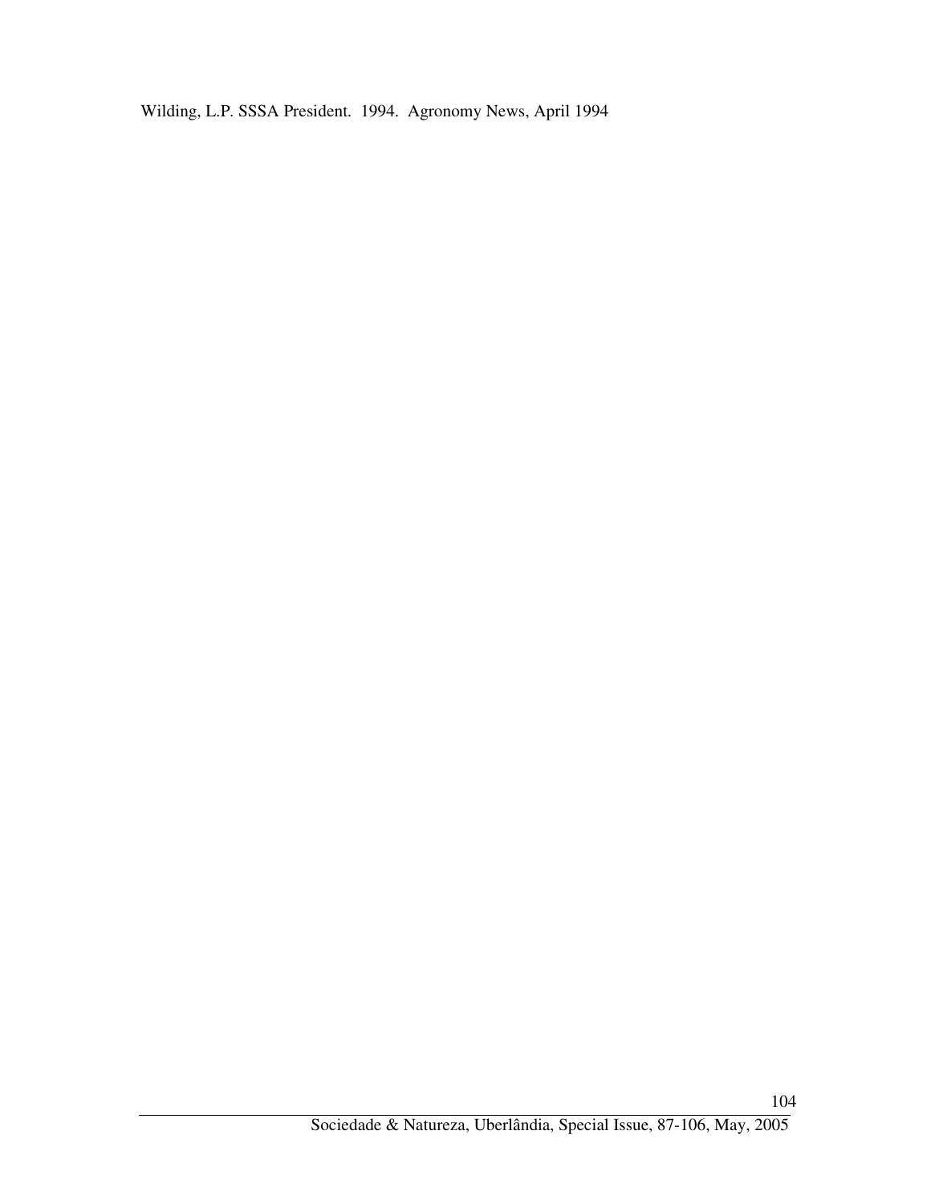Wilding, L.P. SSSA President. 1994. Agronomy News, April 1994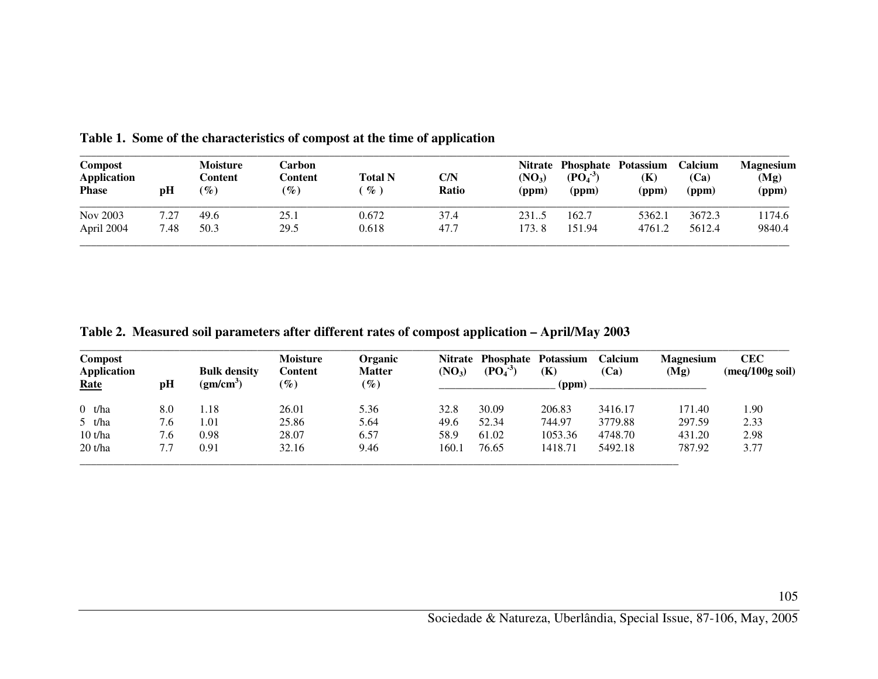**Table 1. Some of the characteristics of compost at the time of application**

| Compost Application Phase | pH | Moisture Content (%) | Carbon Content (%) | Total N (%) | C/N Ratio | Nitrate ($NO_3$) (ppm) | Phosphate ($PO_4^{-3}$) (ppm) | Potassium (K) (ppm) | Calcium (Ca) (ppm) | Magnesium (Mg) (ppm) |
|---|---|---|---|---|---|---|---|---|---|---|
| Nov 2003 | 7.27 | 49.6 | 25.1 | 0.672 | 37.4 | 231..5 | 162.7 | 5362.1 | 3672.3 | 1174.6 |
| April 2004 | 7.48 | 50.3 | 29.5 | 0.618 | 47.7 | 173. 8 | 151.94 | 4761.2 | 5612.4 | 9840.4 |

**Table 2. Measured soil parameters after different rates of compost application – April/May 2003**

| Compost Application Rate | pH | Bulk density ($gm/cm^3$) | Moisture Content (%) | Organic Matter (%) | Nitrate ($NO_3$) | Phosphate ($PO_4^{-3}$) | Potassium (K) | Calcium (Ca) | Magnesium (Mg) | CEC (meq/100g soil) |
|---|---|---|---|---|---|---|---|---|---|---|
| | | | | | (ppm) | | | | | |
| 0 t/ha | 8.0 | 1.18 | 26.01 | 5.36 | 32.8 | 30.09 | 206.83 | 3416.17 | 171.40 | 1.90 |
| 5 t/ha | 7.6 | 1.01 | 25.86 | 5.64 | 49.6 | 52.34 | 744.97 | 3779.88 | 297.59 | 2.33 |
| 10 t/ha | 7.6 | 0.98 | 28.07 | 6.57 | 58.9 | 61.02 | 1053.36 | 4748.70 | 431.20 | 2.98 |
| 20 t/ha | 7.7 | 0.91 | 32.16 | 9.46 | 160.1 | 76.65 | 1418.71 | 5492.18 | 787.92 | 3.77 |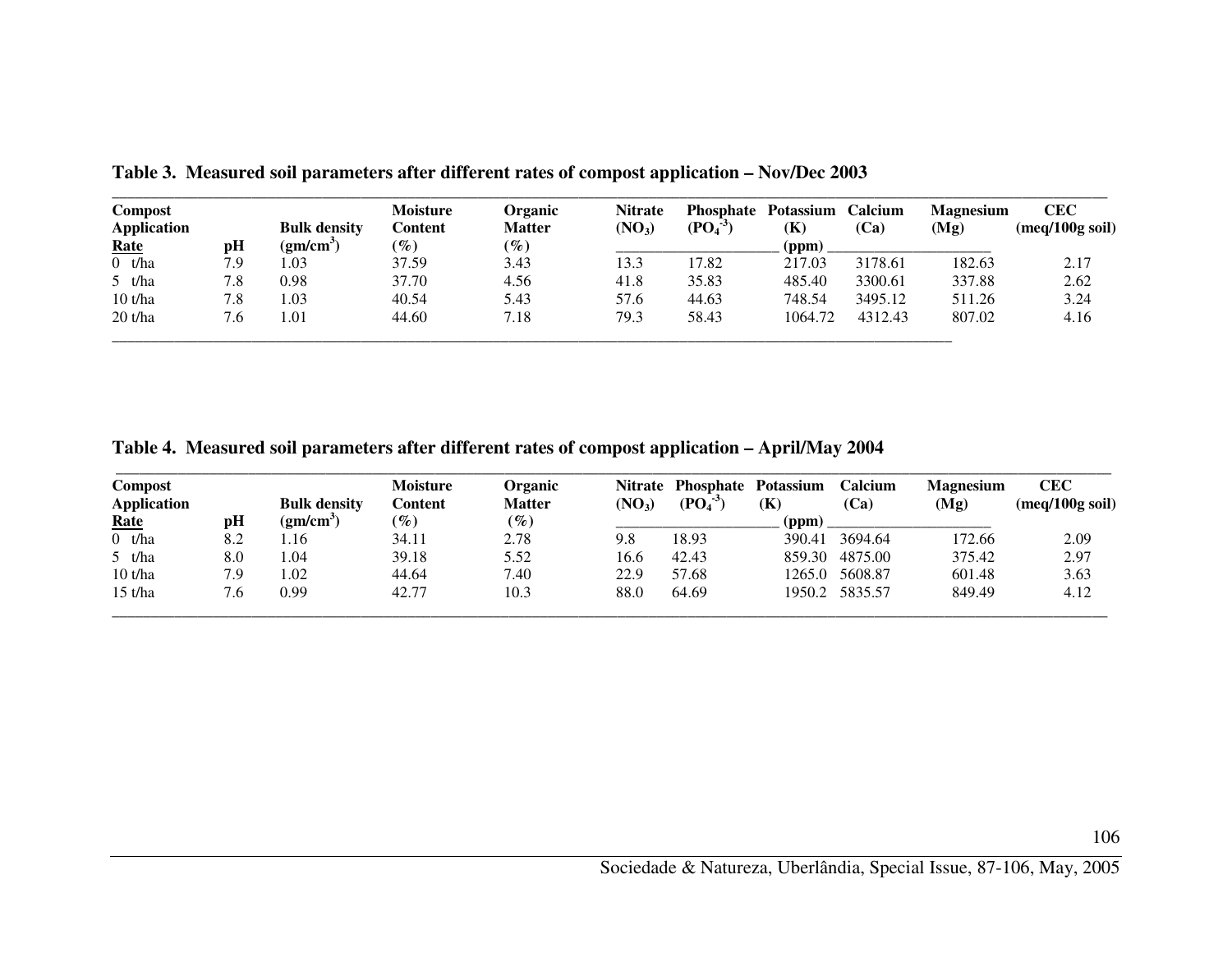**Table 3. Measured soil parameters after different rates of compost application – Nov/Dec 2003**

| Compost Application Rate | pH | Bulk density ($gm/cm^3$) | Moisture Content (%) | Organic Matter (%) | Nitrate ($NO_3$) | Phosphate ($PO_4^{-3}$) | Potassium (K) | Calcium (Ca) | Magnesium (Mg) | CEC (meq/100g soil) |
|---|---|---|---|---|---|---|---|---|---|---|
| | | | | | (ppm) | | | | | |
| 0 t/ha | 7.9 | 1.03 | 37.59 | 3.43 | 13.3 | 17.82 | 217.03 | 3178.61 | 182.63 | 2.17 |
| 5 t/ha | 7.8 | 0.98 | 37.70 | 4.56 | 41.8 | 35.83 | 485.40 | 3300.61 | 337.88 | 2.62 |
| 10 t/ha | 7.8 | 1.03 | 40.54 | 5.43 | 57.6 | 44.63 | 748.54 | 3495.12 | 511.26 | 3.24 |
| 20 t/ha | 7.6 | 1.01 | 44.60 | 7.18 | 79.3 | 58.43 | 1064.72 | 4312.43 | 807.02 | 4.16 |

**Table 4. Measured soil parameters after different rates of compost application – April/May 2004**

| Compost Application Rate | pH | Bulk density ($gm/cm^3$) | Moisture Content (%) | Organic Matter (%) | Nitrate ($NO_3$) | Phosphate ($PO_4^{-3}$) | Potassium (K) | Calcium (Ca) | Magnesium (Mg) | CEC (meq/100g soil) |
|---|---|---|---|---|---|---|---|---|---|---|
| | | | | | (ppm) | | | | | |
| 0 t/ha | 8.2 | 1.16 | 34.11 | 2.78 | 9.8 | 18.93 | 390.41 | 3694.64 | 172.66 | 2.09 |
| 5 t/ha | 8.0 | 1.04 | 39.18 | 5.52 | 16.6 | 42.43 | 859.30 | 4875.00 | 375.42 | 2.97 |
| 10 t/ha | 7.9 | 1.02 | 44.64 | 7.40 | 22.9 | 57.68 | 1265.0 | 5608.87 | 601.48 | 3.63 |
| 15 t/ha | 7.6 | 0.99 | 42.77 | 10.3 | 88.0 | 64.69 | 1950.2 | 5835.57 | 849.49 | 4.12 |